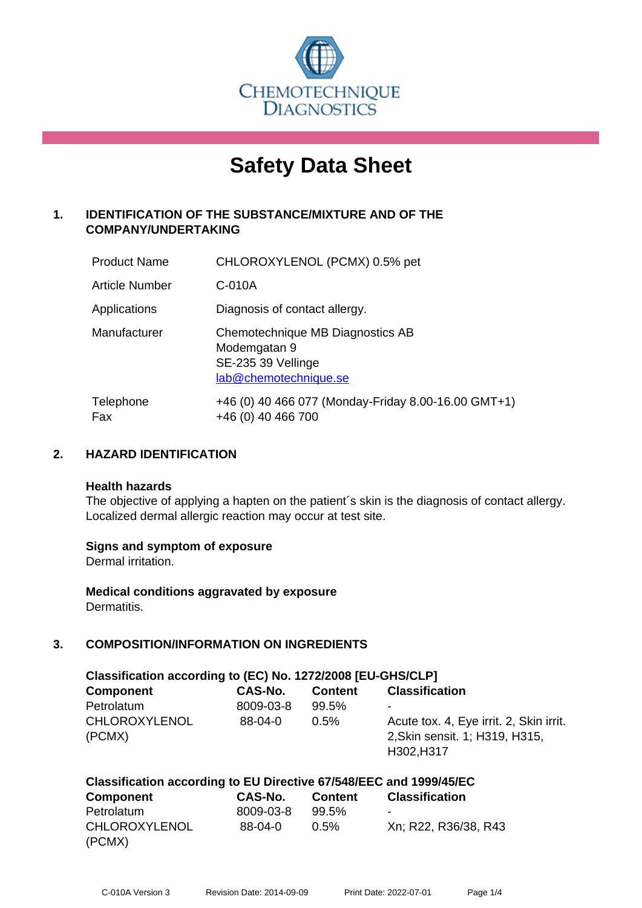CHEMOTECHNIQUE DIAGNOSTICS

# Safety Data Sheet

## 1. IDENTIFICATION OF THE SUBSTANCE/MIXTURE AND OF THE COMPANY/UNDERTAKING

| | |
|---|---|
| Product Name | CHLOROXYLENOL (PCMX) 0.5% pet |
| Article Number | C-010A |
| Applications | Diagnosis of contact allergy. |
| Manufacturer | Chemotechnique MB Diagnostics AB<br>Modemgatan 9<br>SE-235 39 Vellinge<br>lab@chemotechnique.se |
| Telephone<br>Fax | +46 (0) 40 466 077 (Monday-Friday 8.00-16.00 GMT+1)<br>+46 (0) 40 466 700 |

## 2. HAZARD IDENTIFICATION

**Health hazards**
The objective of applying a hapten on the patient´s skin is the diagnosis of contact allergy. Localized dermal allergic reaction may occur at test site.

**Signs and symptom of exposure**
Dermal irritation.

**Medical conditions aggravated by exposure**
Dermatitis.

## 3. COMPOSITION/INFORMATION ON INGREDIENTS

**Classification according to (EC) No. 1272/2008 [EU-GHS/CLP]**

| Component | CAS-No. | Content | Classification |
|---|---|---|---|
| Petrolatum | 8009-03-8 | 99.5% | - |
| CHLOROXYLENOL (PCMX) | 88-04-0 | 0.5% | Acute tox. 4, Eye irrit. 2, Skin irrit. 2,Skin sensit. 1; H319, H315, H302,H317 |

**Classification according to EU Directive 67/548/EEC and 1999/45/EC**

| Component | CAS-No. | Content | Classification |
|---|---|---|---|
| Petrolatum | 8009-03-8 | 99.5% | - |
| CHLOROXYLENOL (PCMX) | 88-04-0 | 0.5% | Xn; R22, R36/38, R43 |

C-010A Version 3 Revision Date: 2014-09-09 Print Date: 2022-07-01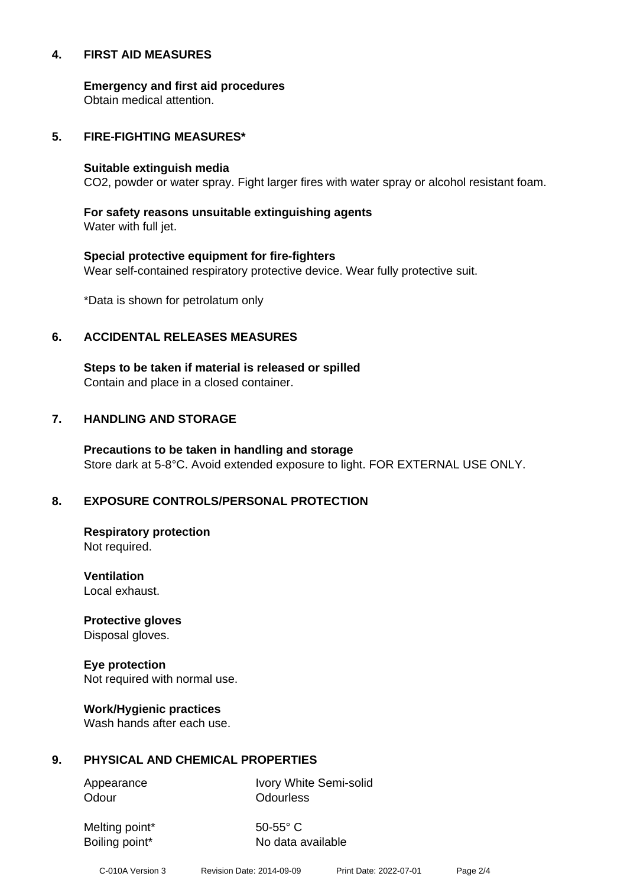## 4. FIRST AID MEASURES

**Emergency and first aid procedures**
Obtain medical attention.

## 5. FIRE-FIGHTING MEASURES*

**Suitable extinguish media**
CO2, powder or water spray. Fight larger fires with water spray or alcohol resistant foam.

**For safety reasons unsuitable extinguishing agents**
Water with full jet.

**Special protective equipment for fire-fighters**
Wear self-contained respiratory protective device. Wear fully protective suit.

*Data is shown for petrolatum only

## 6. ACCIDENTAL RELEASES MEASURES

**Steps to be taken if material is released or spilled**
Contain and place in a closed container.

## 7. HANDLING AND STORAGE

**Precautions to be taken in handling and storage**
Store dark at 5-8°C. Avoid extended exposure to light. FOR EXTERNAL USE ONLY.

## 8. EXPOSURE CONTROLS/PERSONAL PROTECTION

**Respiratory protection**
Not required.

**Ventilation**
Local exhaust.

**Protective gloves**
Disposal gloves.

**Eye protection**
Not required with normal use.

**Work/Hygienic practices**
Wash hands after each use.

## 9. PHYSICAL AND CHEMICAL PROPERTIES

| | |
|---|---|
| Appearance | Ivory White Semi-solid |
| Odour | Odourless |
| Melting point* | 50-55° C |
| Boiling point* | No data available |

C-010A Version 3 Revision Date: 2014-09-09 Print Date: 2022-07-01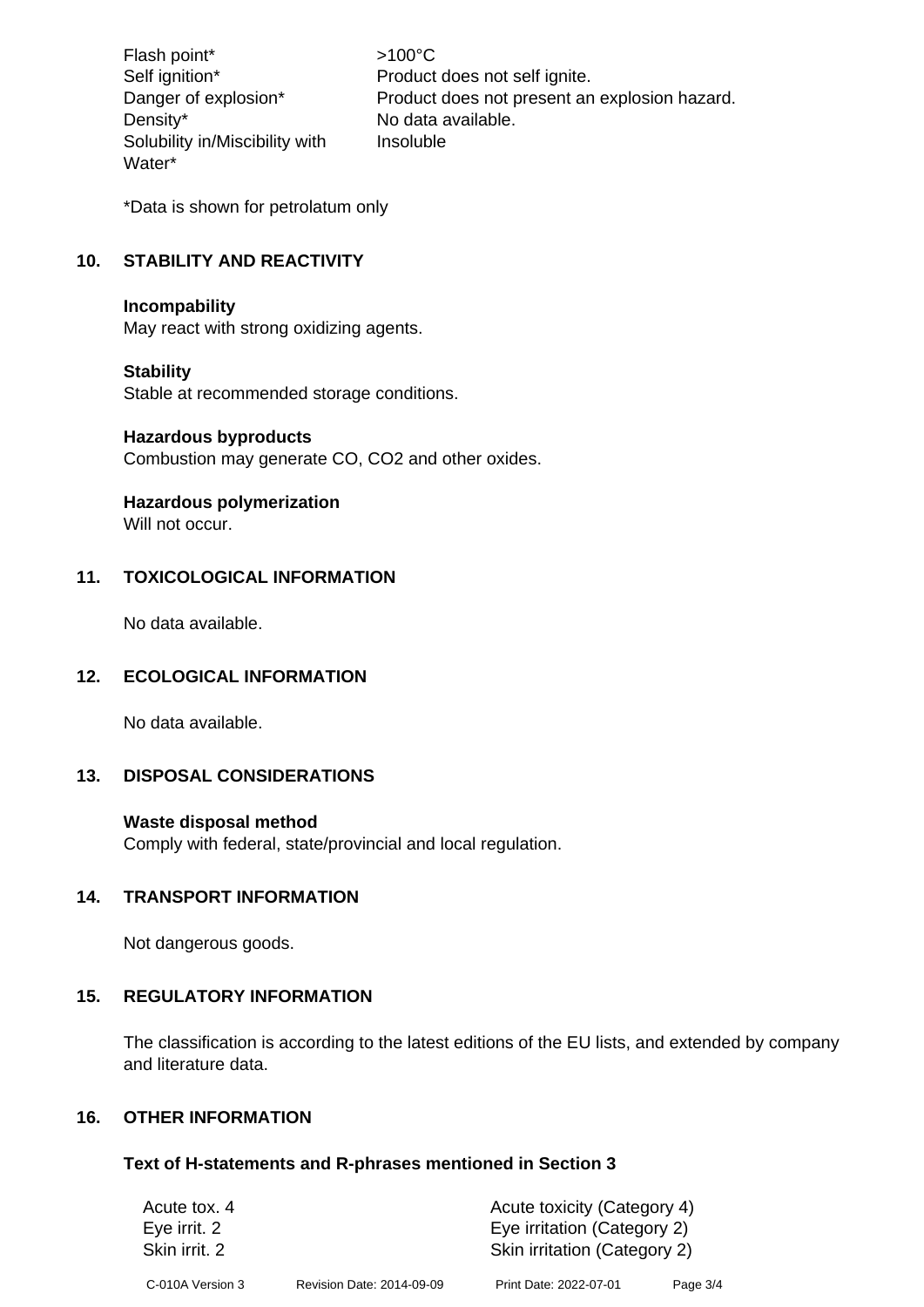| | |
|---|---|
| Flash point* | >100°C |
| Self ignition* | Product does not self ignite. |
| Danger of explosion* | Product does not present an explosion hazard. |
| Density* | No data available. |
| Solubility in/Miscibility with Water* | Insoluble |

*Data is shown for petrolatum only

## 10. STABILITY AND REACTIVITY

**Incompability**
May react with strong oxidizing agents.

**Stability**
Stable at recommended storage conditions.

**Hazardous byproducts**
Combustion may generate CO, $CO_2$ and other oxides.

**Hazardous polymerization**
Will not occur.

## 11. TOXICOLOGICAL INFORMATION

No data available.

## 12. ECOLOGICAL INFORMATION

No data available.

## 13. DISPOSAL CONSIDERATIONS

**Waste disposal method**
Comply with federal, state/provincial and local regulation.

## 14. TRANSPORT INFORMATION

Not dangerous goods.

## 15. REGULATORY INFORMATION

The classification is according to the latest editions of the EU lists, and extended by company and literature data.

## 16. OTHER INFORMATION

### Text of H-statements and R-phrases mentioned in Section 3

| | |
|---|---|
| Acute tox. 4 | Acute toxicity (Category 4) |
| Eye irrit. 2 | Eye irritation (Category 2) |
| Skin irrit. 2 | Skin irritation (Category 2) |

C-010A Version 3 Revision Date: 2014-09-09 Print Date: 2022-07-01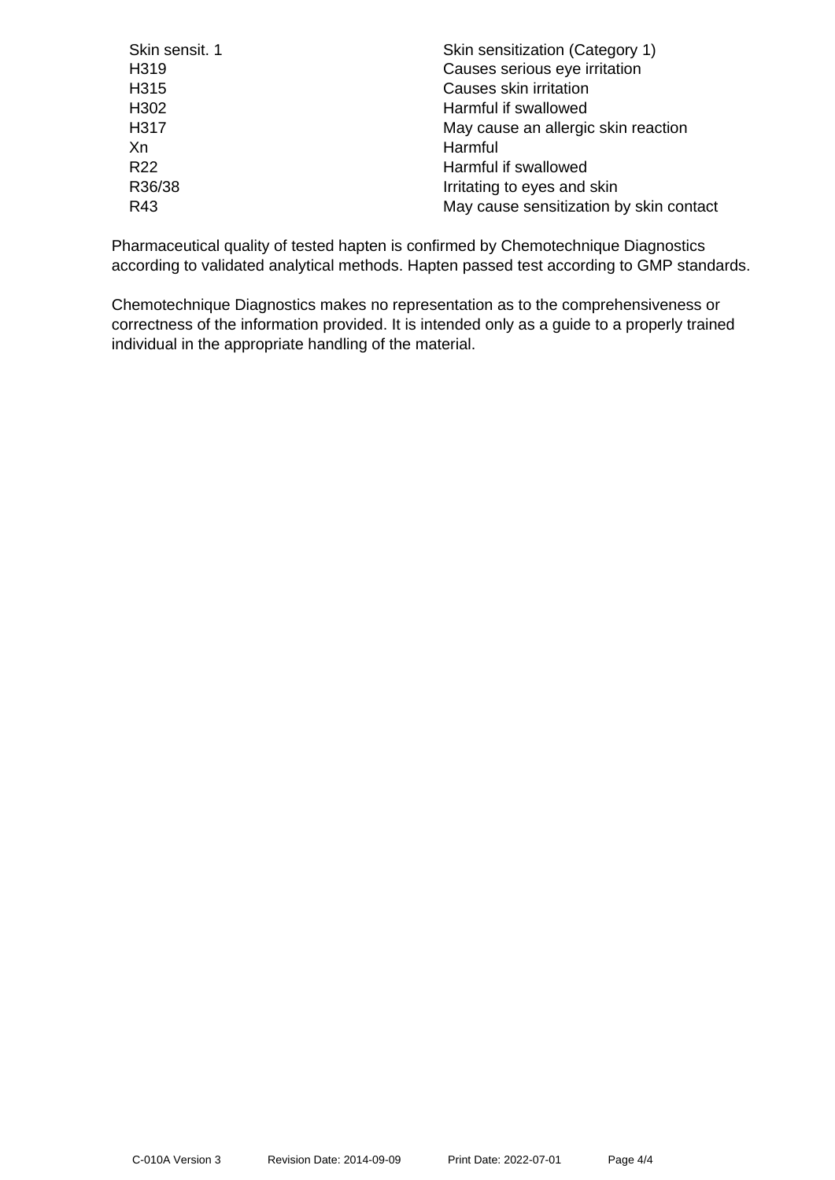| | |
|---|---|
| Skin sensit. 1 | Skin sensitization (Category 1) |
| H319 | Causes serious eye irritation |
| H315 | Causes skin irritation |
| H302 | Harmful if swallowed |
| H317 | May cause an allergic skin reaction |
| Xn | Harmful |
| R22 | Harmful if swallowed |
| R36/38 | Irritating to eyes and skin |
| R43 | May cause sensitization by skin contact |

Pharmaceutical quality of tested hapten is confirmed by Chemotechnique Diagnostics according to validated analytical methods. Hapten passed test according to GMP standards.

Chemotechnique Diagnostics makes no representation as to the comprehensiveness or correctness of the information provided. It is intended only as a guide to a properly trained individual in the appropriate handling of the material.